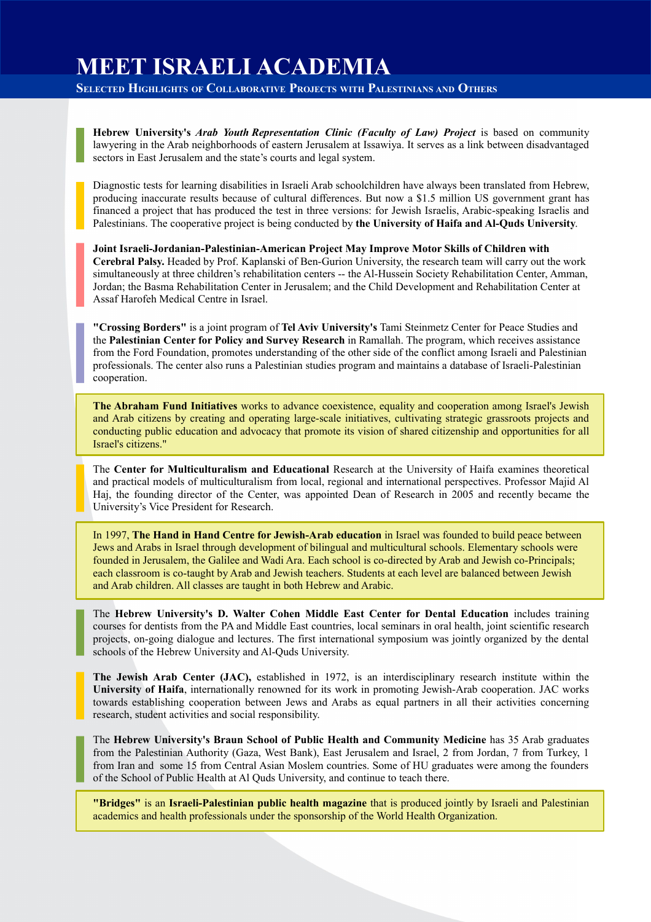# MEET ISRAELI ACADEMIA

## Selected Highlights of Collaborative Projects with Palestinians and Others

**Hebrew University's** ***Arab Youth Representation Clinic (Faculty of Law) Project*** is based on community lawyering in the Arab neighborhoods of eastern Jerusalem at Issawiya. It serves as a link between disadvantaged sectors in East Jerusalem and the state's courts and legal system.

Diagnostic tests for learning disabilities in Israeli Arab schoolchildren have always been translated from Hebrew, producing inaccurate results because of cultural differences. But now a $1.5 million US government grant has financed a project that has produced the test in three versions: for Jewish Israelis, Arabic-speaking Israelis and Palestinians. The cooperative project is being conducted by **the University of Haifa and Al-Quds University**.

**Joint Israeli-Jordanian-Palestinian-American Project May Improve Motor Skills of Children with Cerebral Palsy.** Headed by Prof. Kaplanski of Ben-Gurion University, the research team will carry out the work simultaneously at three children's rehabilitation centers -- the Al-Hussein Society Rehabilitation Center, Amman, Jordan; the Basma Rehabilitation Center in Jerusalem; and the Child Development and Rehabilitation Center at Assaf Harofeh Medical Centre in Israel.

**"Crossing Borders"** is a joint program of **Tel Aviv University's** Tami Steinmetz Center for Peace Studies and the **Palestinian Center for Policy and Survey Research** in Ramallah. The program, which receives assistance from the Ford Foundation, promotes understanding of the other side of the conflict among Israeli and Palestinian professionals. The center also runs a Palestinian studies program and maintains a database of Israeli-Palestinian cooperation.

**The Abraham Fund Initiatives** works to advance coexistence, equality and cooperation among Israel's Jewish and Arab citizens by creating and operating large-scale initiatives, cultivating strategic grassroots projects and conducting public education and advocacy that promote its vision of shared citizenship and opportunities for all Israel's citizens."

The **Center for Multiculturalism and Educational** Research at the University of Haifa examines theoretical and practical models of multiculturalism from local, regional and international perspectives. Professor Majid Al Haj, the founding director of the Center, was appointed Dean of Research in 2005 and recently became the University's Vice President for Research.

In 1997, **The Hand in Hand Centre for Jewish-Arab education** in Israel was founded to build peace between Jews and Arabs in Israel through development of bilingual and multicultural schools. Elementary schools were founded in Jerusalem, the Galilee and Wadi Ara. Each school is co-directed by Arab and Jewish co-Principals; each classroom is co-taught by Arab and Jewish teachers. Students at each level are balanced between Jewish and Arab children. All classes are taught in both Hebrew and Arabic.

The **Hebrew University's D. Walter Cohen Middle East Center for Dental Education** includes training courses for dentists from the PA and Middle East countries, local seminars in oral health, joint scientific research projects, on-going dialogue and lectures. The first international symposium was jointly organized by the dental schools of the Hebrew University and Al-Quds University.

**The Jewish Arab Center (JAC),** established in 1972, is an interdisciplinary research institute within the **University of Haifa**, internationally renowned for its work in promoting Jewish-Arab cooperation. JAC works towards establishing cooperation between Jews and Arabs as equal partners in all their activities concerning research, student activities and social responsibility.

The **Hebrew University's Braun School of Public Health and Community Medicine** has 35 Arab graduates from the Palestinian Authority (Gaza, West Bank), East Jerusalem and Israel, 2 from Jordan, 7 from Turkey, 1 from Iran and some 15 from Central Asian Moslem countries. Some of HU graduates were among the founders of the School of Public Health at Al Quds University, and continue to teach there.

**"Bridges"** is an **Israeli-Palestinian public health magazine** that is produced jointly by Israeli and Palestinian academics and health professionals under the sponsorship of the World Health Organization.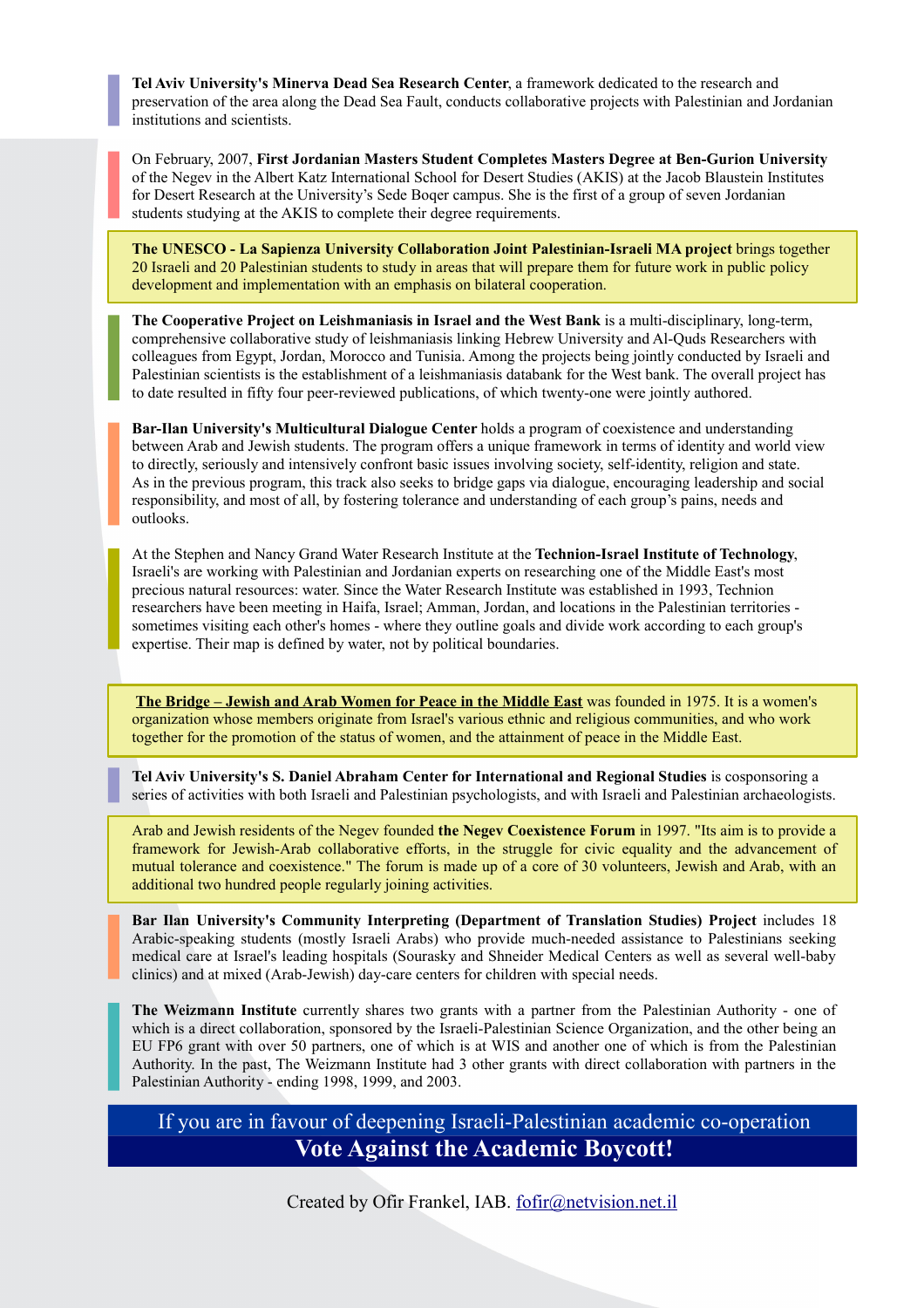**Tel Aviv University's Minerva Dead Sea Research Center**, a framework dedicated to the research and preservation of the area along the Dead Sea Fault, conducts collaborative projects with Palestinian and Jordanian institutions and scientists.

On February, 2007, **First Jordanian Masters Student Completes Masters Degree at Ben-Gurion University** of the Negev in the Albert Katz International School for Desert Studies (AKIS) at the Jacob Blaustein Institutes for Desert Research at the University's Sede Boqer campus. She is the first of a group of seven Jordanian students studying at the AKIS to complete their degree requirements.

**The UNESCO - La Sapienza University Collaboration Joint Palestinian-Israeli MA project** brings together 20 Israeli and 20 Palestinian students to study in areas that will prepare them for future work in public policy development and implementation with an emphasis on bilateral cooperation.

**The Cooperative Project on Leishmaniasis in Israel and the West Bank** is a multi-disciplinary, long-term, comprehensive collaborative study of leishmaniasis linking Hebrew University and Al-Quds Researchers with colleagues from Egypt, Jordan, Morocco and Tunisia. Among the projects being jointly conducted by Israeli and Palestinian scientists is the establishment of a leishmaniasis databank for the West bank. The overall project has to date resulted in fifty four peer-reviewed publications, of which twenty-one were jointly authored.

**Bar-Ilan University's Multicultural Dialogue Center** holds a program of coexistence and understanding between Arab and Jewish students. The program offers a unique framework in terms of identity and world view to directly, seriously and intensively confront basic issues involving society, self-identity, religion and state. As in the previous program, this track also seeks to bridge gaps via dialogue, encouraging leadership and social responsibility, and most of all, by fostering tolerance and understanding of each group's pains, needs and outlooks.

At the Stephen and Nancy Grand Water Research Institute at the **Technion-Israel Institute of Technology**, Israeli's are working with Palestinian and Jordanian experts on researching one of the Middle East's most precious natural resources: water. Since the Water Research Institute was established in 1993, Technion researchers have been meeting in Haifa, Israel; Amman, Jordan, and locations in the Palestinian territories - sometimes visiting each other's homes - where they outline goals and divide work according to each group's expertise. Their map is defined by water, not by political boundaries.

**The Bridge – Jewish and Arab Women for Peace in the Middle East** was founded in 1975. It is a women's organization whose members originate from Israel's various ethnic and religious communities, and who work together for the promotion of the status of women, and the attainment of peace in the Middle East.

**Tel Aviv University's S. Daniel Abraham Center for International and Regional Studies** is cosponsoring a series of activities with both Israeli and Palestinian psychologists, and with Israeli and Palestinian archaeologists.

Arab and Jewish residents of the Negev founded **the Negev Coexistence Forum** in 1997. "Its aim is to provide a framework for Jewish-Arab collaborative efforts, in the struggle for civic equality and the advancement of mutual tolerance and coexistence." The forum is made up of a core of 30 volunteers, Jewish and Arab, with an additional two hundred people regularly joining activities.

**Bar Ilan University's Community Interpreting (Department of Translation Studies) Project** includes 18 Arabic-speaking students (mostly Israeli Arabs) who provide much-needed assistance to Palestinians seeking medical care at Israel's leading hospitals (Sourasky and Shneider Medical Centers as well as several well-baby clinics) and at mixed (Arab-Jewish) day-care centers for children with special needs.

**The Weizmann Institute** currently shares two grants with a partner from the Palestinian Authority - one of which is a direct collaboration, sponsored by the Israeli-Palestinian Science Organization, and the other being an EU FP6 grant with over 50 partners, one of which is at WIS and another one of which is from the Palestinian Authority. In the past, The Weizmann Institute had 3 other grants with direct collaboration with partners in the Palestinian Authority - ending 1998, 1999, and 2003.

If you are in favour of deepening Israeli-Palestinian academic co-operation

**Vote Against the Academic Boycott!**

Created by Ofir Frankel, IAB. fofir@netvision.net.il